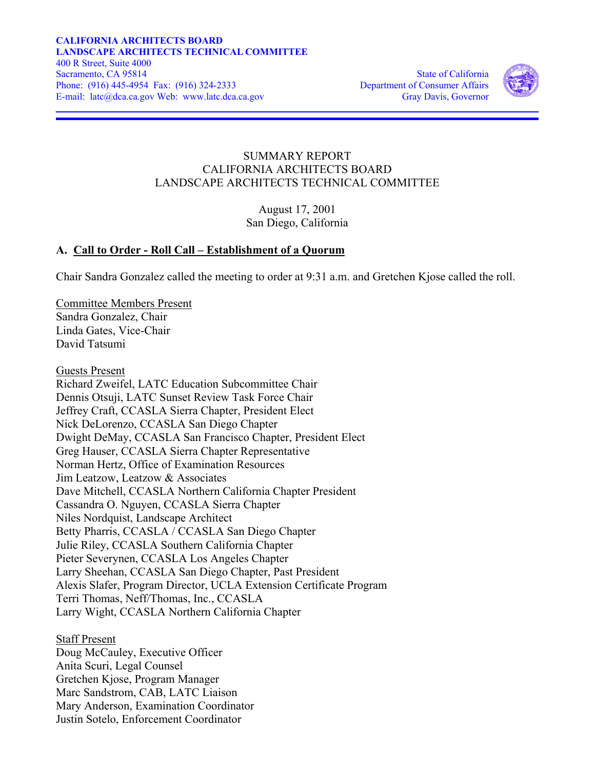**CALIFORNIA ARCHITECTS BOARD**
**LANDSCAPE ARCHITECTS TECHNICAL COMMITTEE**
400 R Street, Suite 4000
Sacramento, CA 95814
Phone: (916) 445-4954 Fax: (916) 324-2333
E-mail: latc@dca.ca.gov Web: www.latc.dca.ca.gov

State of California
Department of Consumer Affairs
Gray Davis, Governor

# SUMMARY REPORT
# CALIFORNIA ARCHITECTS BOARD
# LANDSCAPE ARCHITECTS TECHNICAL COMMITTEE

August 17, 2001
San Diego, California

## A. Call to Order - Roll Call – Establishment of a Quorum

Chair Sandra Gonzalez called the meeting to order at 9:31 a.m. and Gretchen Kjose called the roll.

Committee Members Present
Sandra Gonzalez, Chair
Linda Gates, Vice-Chair
David Tatsumi

Guests Present
Richard Zweifel, LATC Education Subcommittee Chair
Dennis Otsuji, LATC Sunset Review Task Force Chair
Jeffrey Craft, CCASLA Sierra Chapter, President Elect
Nick DeLorenzo, CCASLA San Diego Chapter
Dwight DeMay, CCASLA San Francisco Chapter, President Elect
Greg Hauser, CCASLA Sierra Chapter Representative
Norman Hertz, Office of Examination Resources
Jim Leatzow, Leatzow & Associates
Dave Mitchell, CCASLA Northern California Chapter President
Cassandra O. Nguyen, CCASLA Sierra Chapter
Niles Nordquist, Landscape Architect
Betty Pharris, CCASLA / CCASLA San Diego Chapter
Julie Riley, CCASLA Southern California Chapter
Pieter Severynen, CCASLA Los Angeles Chapter
Larry Sheehan, CCASLA San Diego Chapter, Past President
Alexis Slafer, Program Director, UCLA Extension Certificate Program
Terri Thomas, Neff/Thomas, Inc., CCASLA
Larry Wight, CCASLA Northern California Chapter

Staff Present
Doug McCauley, Executive Officer
Anita Scuri, Legal Counsel
Gretchen Kjose, Program Manager
Marc Sandstrom, CAB, LATC Liaison
Mary Anderson, Examination Coordinator
Justin Sotelo, Enforcement Coordinator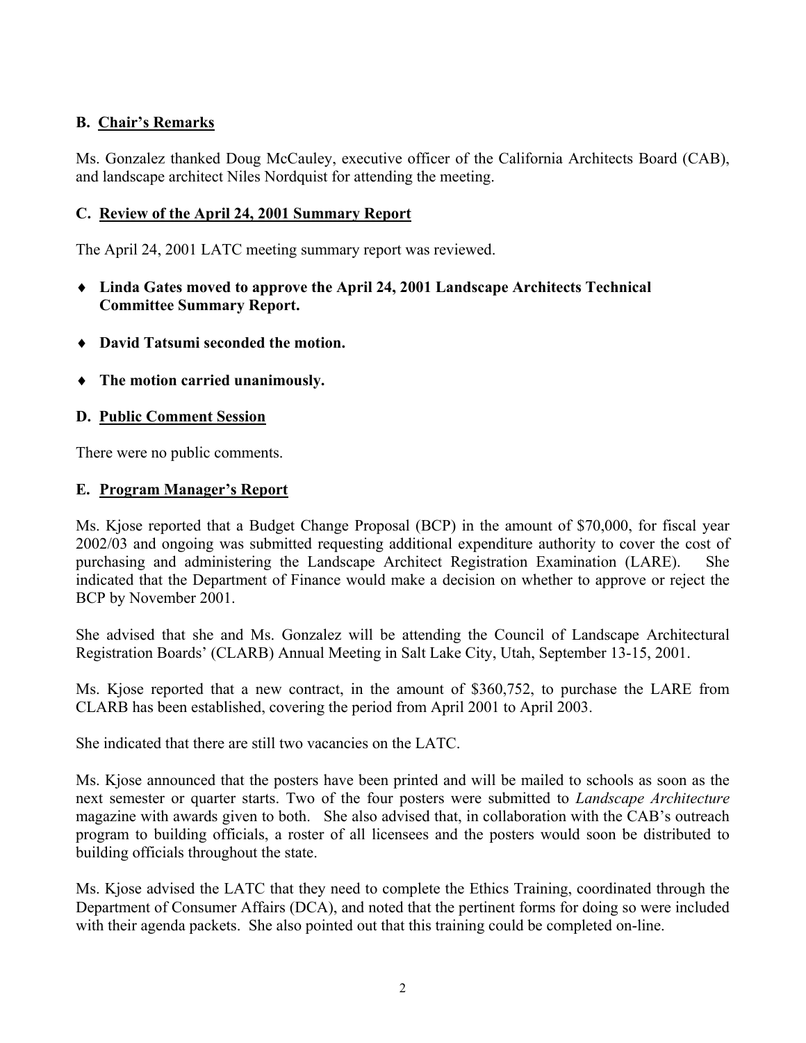## B. Chair's Remarks

Ms. Gonzalez thanked Doug McCauley, executive officer of the California Architects Board (CAB), and landscape architect Niles Nordquist for attending the meeting.

## C. Review of the April 24, 2001 Summary Report

The April 24, 2001 LATC meeting summary report was reviewed.

- **Linda Gates moved to approve the April 24, 2001 Landscape Architects Technical Committee Summary Report.**
- **David Tatsumi seconded the motion.**
- **The motion carried unanimously.**

## D. Public Comment Session

There were no public comments.

## E. Program Manager's Report

Ms. Kjose reported that a Budget Change Proposal (BCP) in the amount of $70,000, for fiscal year 2002/03 and ongoing was submitted requesting additional expenditure authority to cover the cost of purchasing and administering the Landscape Architect Registration Examination (LARE). She indicated that the Department of Finance would make a decision on whether to approve or reject the BCP by November 2001.

She advised that she and Ms. Gonzalez will be attending the Council of Landscape Architectural Registration Boards' (CLARB) Annual Meeting in Salt Lake City, Utah, September 13-15, 2001.

Ms. Kjose reported that a new contract, in the amount of $360,752, to purchase the LARE from CLARB has been established, covering the period from April 2001 to April 2003.

She indicated that there are still two vacancies on the LATC.

Ms. Kjose announced that the posters have been printed and will be mailed to schools as soon as the next semester or quarter starts. Two of the four posters were submitted to *Landscape Architecture* magazine with awards given to both. She also advised that, in collaboration with the CAB's outreach program to building officials, a roster of all licensees and the posters would soon be distributed to building officials throughout the state.

Ms. Kjose advised the LATC that they need to complete the Ethics Training, coordinated through the Department of Consumer Affairs (DCA), and noted that the pertinent forms for doing so were included with their agenda packets. She also pointed out that this training could be completed on-line.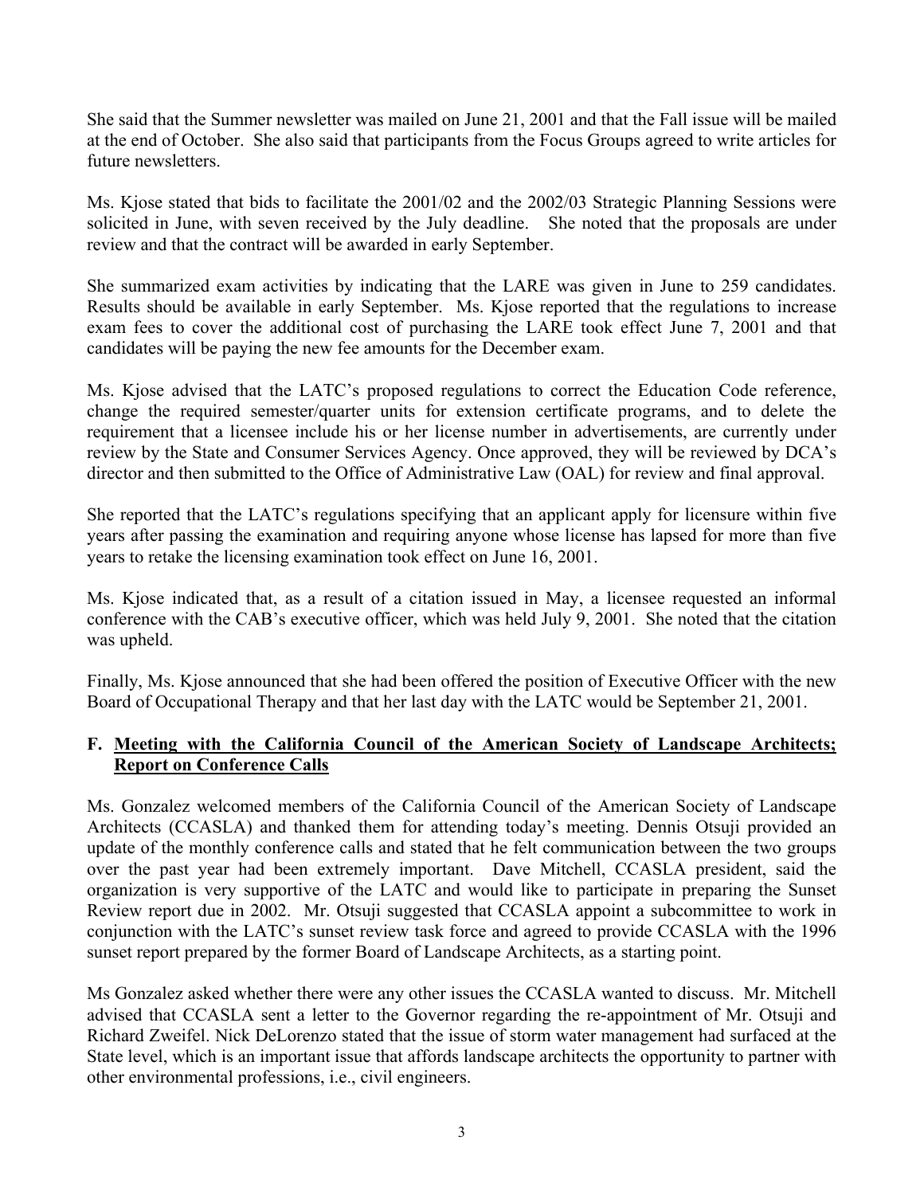She said that the Summer newsletter was mailed on June 21, 2001 and that the Fall issue will be mailed at the end of October. She also said that participants from the Focus Groups agreed to write articles for future newsletters.

Ms. Kjose stated that bids to facilitate the 2001/02 and the 2002/03 Strategic Planning Sessions were solicited in June, with seven received by the July deadline. She noted that the proposals are under review and that the contract will be awarded in early September.

She summarized exam activities by indicating that the LARE was given in June to 259 candidates. Results should be available in early September. Ms. Kjose reported that the regulations to increase exam fees to cover the additional cost of purchasing the LARE took effect June 7, 2001 and that candidates will be paying the new fee amounts for the December exam.

Ms. Kjose advised that the LATC's proposed regulations to correct the Education Code reference, change the required semester/quarter units for extension certificate programs, and to delete the requirement that a licensee include his or her license number in advertisements, are currently under review by the State and Consumer Services Agency. Once approved, they will be reviewed by DCA's director and then submitted to the Office of Administrative Law (OAL) for review and final approval.

She reported that the LATC's regulations specifying that an applicant apply for licensure within five years after passing the examination and requiring anyone whose license has lapsed for more than five years to retake the licensing examination took effect on June 16, 2001.

Ms. Kjose indicated that, as a result of a citation issued in May, a licensee requested an informal conference with the CAB's executive officer, which was held July 9, 2001. She noted that the citation was upheld.

Finally, Ms. Kjose announced that she had been offered the position of Executive Officer with the new Board of Occupational Therapy and that her last day with the LATC would be September 21, 2001.

### F. Meeting with the California Council of the American Society of Landscape Architects; Report on Conference Calls

Ms. Gonzalez welcomed members of the California Council of the American Society of Landscape Architects (CCASLA) and thanked them for attending today's meeting. Dennis Otsuji provided an update of the monthly conference calls and stated that he felt communication between the two groups over the past year had been extremely important. Dave Mitchell, CCASLA president, said the organization is very supportive of the LATC and would like to participate in preparing the Sunset Review report due in 2002. Mr. Otsuji suggested that CCASLA appoint a subcommittee to work in conjunction with the LATC's sunset review task force and agreed to provide CCASLA with the 1996 sunset report prepared by the former Board of Landscape Architects, as a starting point.

Ms Gonzalez asked whether there were any other issues the CCASLA wanted to discuss. Mr. Mitchell advised that CCASLA sent a letter to the Governor regarding the re-appointment of Mr. Otsuji and Richard Zweifel. Nick DeLorenzo stated that the issue of storm water management had surfaced at the State level, which is an important issue that affords landscape architects the opportunity to partner with other environmental professions, i.e., civil engineers.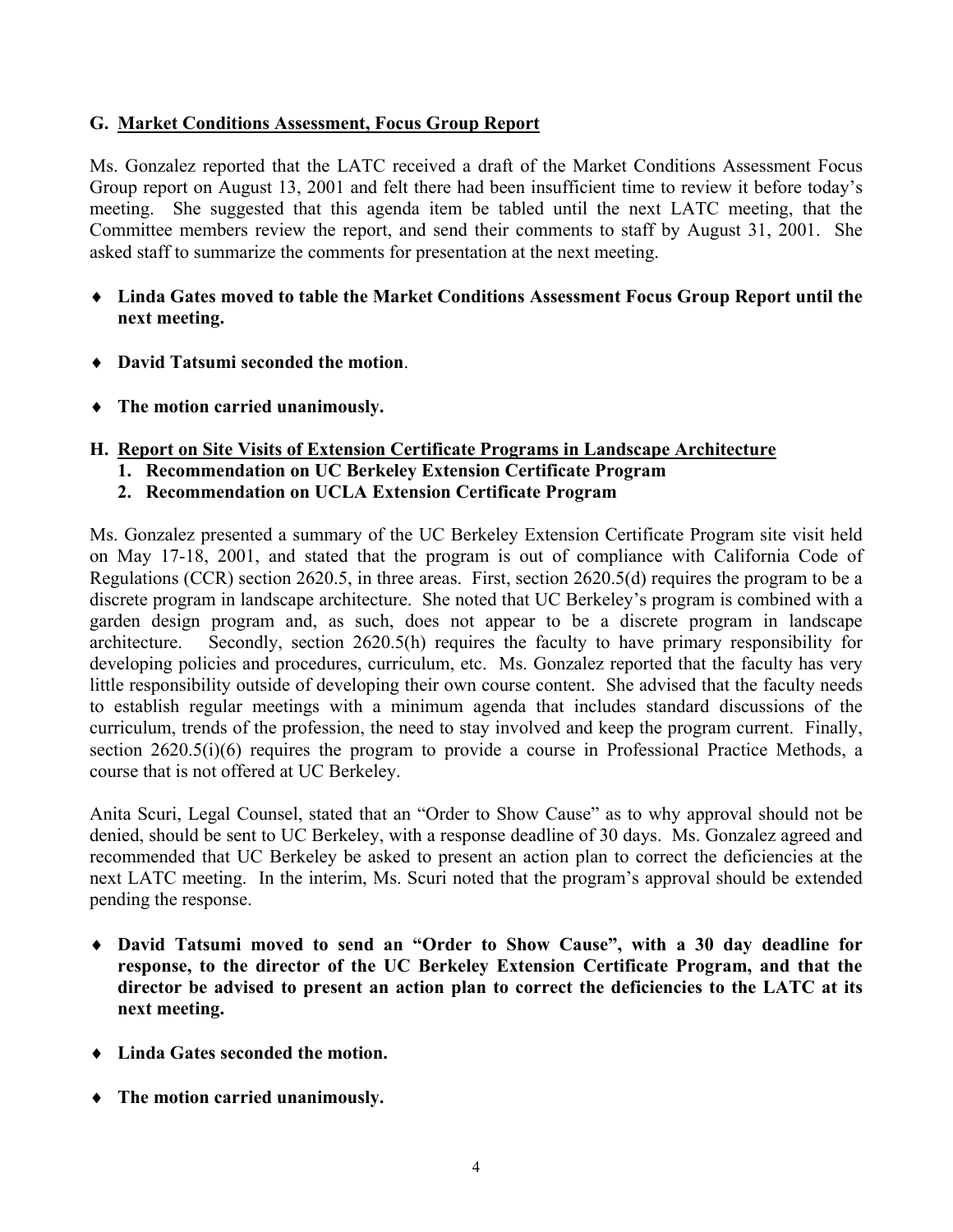## G. <u>Market Conditions Assessment, Focus Group Report</u>

Ms. Gonzalez reported that the LATC received a draft of the Market Conditions Assessment Focus Group report on August 13, 2001 and felt there had been insufficient time to review it before today's meeting. She suggested that this agenda item be tabled until the next LATC meeting, that the Committee members review the report, and send their comments to staff by August 31, 2001. She asked staff to summarize the comments for presentation at the next meeting.

- **Linda Gates moved to table the Market Conditions Assessment Focus Group Report until the next meeting.**
- **David Tatsumi seconded the motion**.
- **The motion carried unanimously.**

## H. <u>Report on Site Visits of Extension Certificate Programs in Landscape Architecture</u>

1. **Recommendation on UC Berkeley Extension Certificate Program**
2. **Recommendation on UCLA Extension Certificate Program**

Ms. Gonzalez presented a summary of the UC Berkeley Extension Certificate Program site visit held on May 17-18, 2001, and stated that the program is out of compliance with California Code of Regulations (CCR) section 2620.5, in three areas. First, section 2620.5(d) requires the program to be a discrete program in landscape architecture. She noted that UC Berkeley's program is combined with a garden design program and, as such, does not appear to be a discrete program in landscape architecture. Secondly, section 2620.5(h) requires the faculty to have primary responsibility for developing policies and procedures, curriculum, etc. Ms. Gonzalez reported that the faculty has very little responsibility outside of developing their own course content. She advised that the faculty needs to establish regular meetings with a minimum agenda that includes standard discussions of the curriculum, trends of the profession, the need to stay involved and keep the program current. Finally, section 2620.5(i)(6) requires the program to provide a course in Professional Practice Methods, a course that is not offered at UC Berkeley.

Anita Scuri, Legal Counsel, stated that an "Order to Show Cause" as to why approval should not be denied, should be sent to UC Berkeley, with a response deadline of 30 days. Ms. Gonzalez agreed and recommended that UC Berkeley be asked to present an action plan to correct the deficiencies at the next LATC meeting. In the interim, Ms. Scuri noted that the program's approval should be extended pending the response.

- **David Tatsumi moved to send an "Order to Show Cause", with a 30 day deadline for response, to the director of the UC Berkeley Extension Certificate Program, and that the director be advised to present an action plan to correct the deficiencies to the LATC at its next meeting.**
- **Linda Gates seconded the motion.**
- **The motion carried unanimously.**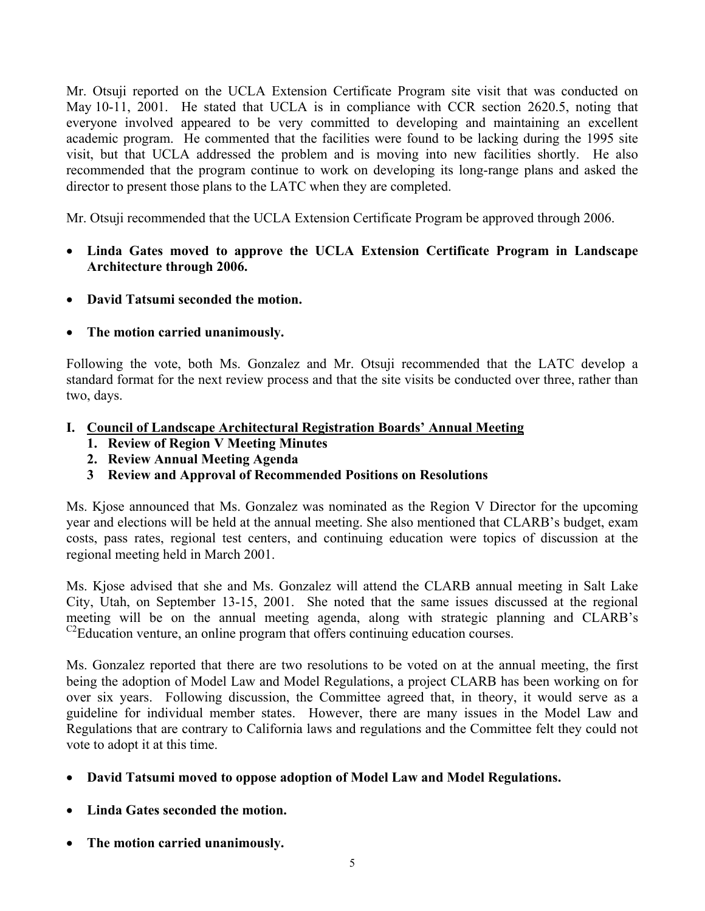Mr. Otsuji reported on the UCLA Extension Certificate Program site visit that was conducted on May 10-11, 2001. He stated that UCLA is in compliance with CCR section 2620.5, noting that everyone involved appeared to be very committed to developing and maintaining an excellent academic program. He commented that the facilities were found to be lacking during the 1995 site visit, but that UCLA addressed the problem and is moving into new facilities shortly. He also recommended that the program continue to work on developing its long-range plans and asked the director to present those plans to the LATC when they are completed.

Mr. Otsuji recommended that the UCLA Extension Certificate Program be approved through 2006.

- **Linda Gates moved to approve the UCLA Extension Certificate Program in Landscape Architecture through 2006.**
- **David Tatsumi seconded the motion.**
- **The motion carried unanimously.**

Following the vote, both Ms. Gonzalez and Mr. Otsuji recommended that the LATC develop a standard format for the next review process and that the site visits be conducted over three, rather than two, days.

**I. <u>Council of Landscape Architectural Registration Boards' Annual Meeting</u>**

1. **Review of Region V Meeting Minutes**
2. **Review Annual Meeting Agenda**
3. **Review and Approval of Recommended Positions on Resolutions**

Ms. Kjose announced that Ms. Gonzalez was nominated as the Region V Director for the upcoming year and elections will be held at the annual meeting. She also mentioned that CLARB's budget, exam costs, pass rates, regional test centers, and continuing education were topics of discussion at the regional meeting held in March 2001.

Ms. Kjose advised that she and Ms. Gonzalez will attend the CLARB annual meeting in Salt Lake City, Utah, on September 13-15, 2001. She noted that the same issues discussed at the regional meeting will be on the annual meeting agenda, along with strategic planning and CLARB's $^{C2}$Education venture, an online program that offers continuing education courses.

Ms. Gonzalez reported that there are two resolutions to be voted on at the annual meeting, the first being the adoption of Model Law and Model Regulations, a project CLARB has been working on for over six years. Following discussion, the Committee agreed that, in theory, it would serve as a guideline for individual member states. However, there are many issues in the Model Law and Regulations that are contrary to California laws and regulations and the Committee felt they could not vote to adopt it at this time.

- **David Tatsumi moved to oppose adoption of Model Law and Model Regulations.**
- **Linda Gates seconded the motion.**
- **The motion carried unanimously.**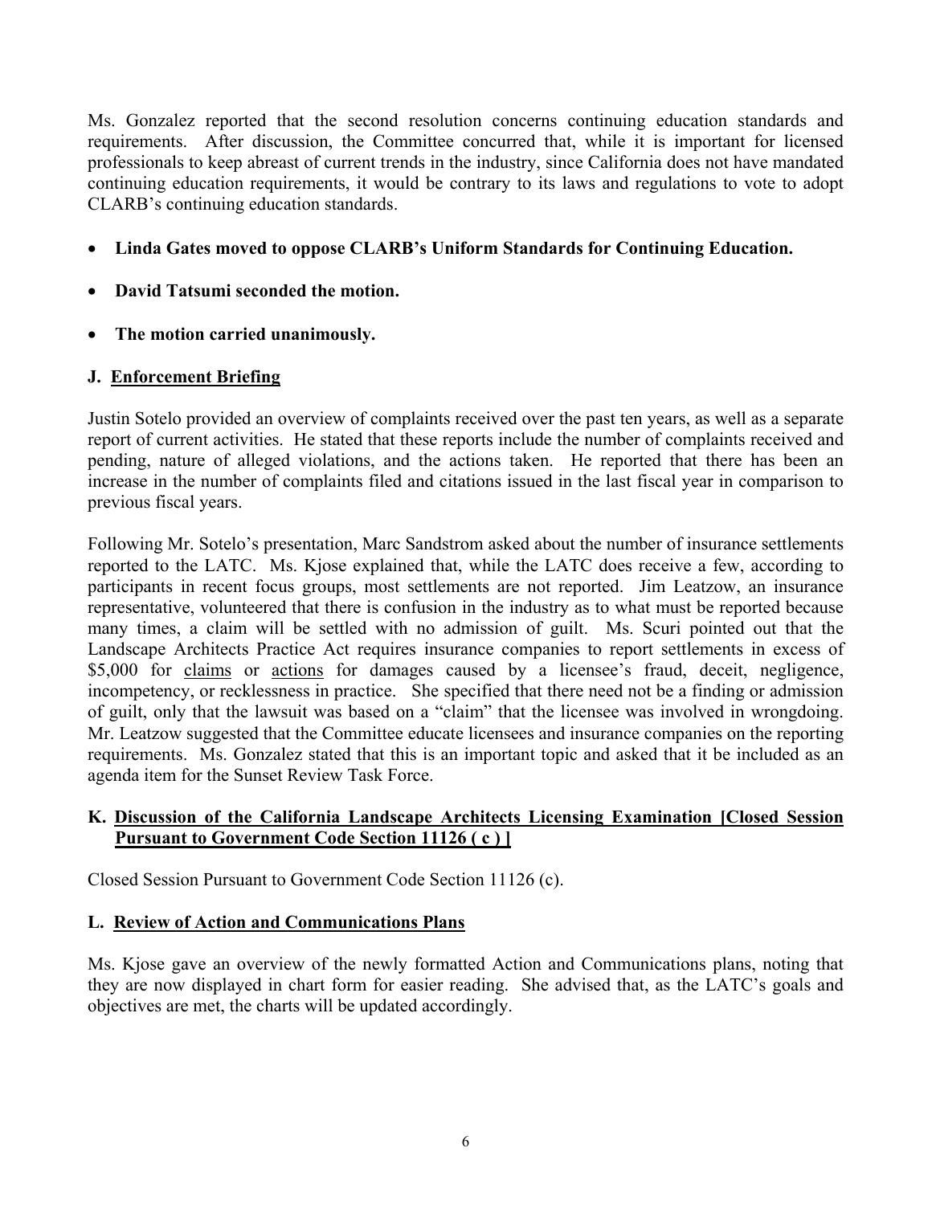Ms. Gonzalez reported that the second resolution concerns continuing education standards and requirements. After discussion, the Committee concurred that, while it is important for licensed professionals to keep abreast of current trends in the industry, since California does not have mandated continuing education requirements, it would be contrary to its laws and regulations to vote to adopt CLARB's continuing education standards.

- **Linda Gates moved to oppose CLARB's Uniform Standards for Continuing Education.**
- **David Tatsumi seconded the motion.**
- **The motion carried unanimously.**

**J. <u>Enforcement Briefing</u>**

Justin Sotelo provided an overview of complaints received over the past ten years, as well as a separate report of current activities. He stated that these reports include the number of complaints received and pending, nature of alleged violations, and the actions taken. He reported that there has been an increase in the number of complaints filed and citations issued in the last fiscal year in comparison to previous fiscal years.

Following Mr. Sotelo's presentation, Marc Sandstrom asked about the number of insurance settlements reported to the LATC. Ms. Kjose explained that, while the LATC does receive a few, according to participants in recent focus groups, most settlements are not reported. Jim Leatzow, an insurance representative, volunteered that there is confusion in the industry as to what must be reported because many times, a claim will be settled with no admission of guilt. Ms. Scuri pointed out that the Landscape Architects Practice Act requires insurance companies to report settlements in excess of $5,000 for <u>claims</u> or <u>actions</u> for damages caused by a licensee's fraud, deceit, negligence, incompetency, or recklessness in practice. She specified that there need not be a finding or admission of guilt, only that the lawsuit was based on a "claim" that the licensee was involved in wrongdoing. Mr. Leatzow suggested that the Committee educate licensees and insurance companies on the reporting requirements. Ms. Gonzalez stated that this is an important topic and asked that it be included as an agenda item for the Sunset Review Task Force.

**K. <u>Discussion of the California Landscape Architects Licensing Examination [Closed Session Pursuant to Government Code Section 11126 ( c ) ]</u>**

Closed Session Pursuant to Government Code Section 11126 (c).

**L. <u>Review of Action and Communications Plans</u>**

Ms. Kjose gave an overview of the newly formatted Action and Communications plans, noting that they are now displayed in chart form for easier reading. She advised that, as the LATC's goals and objectives are met, the charts will be updated accordingly.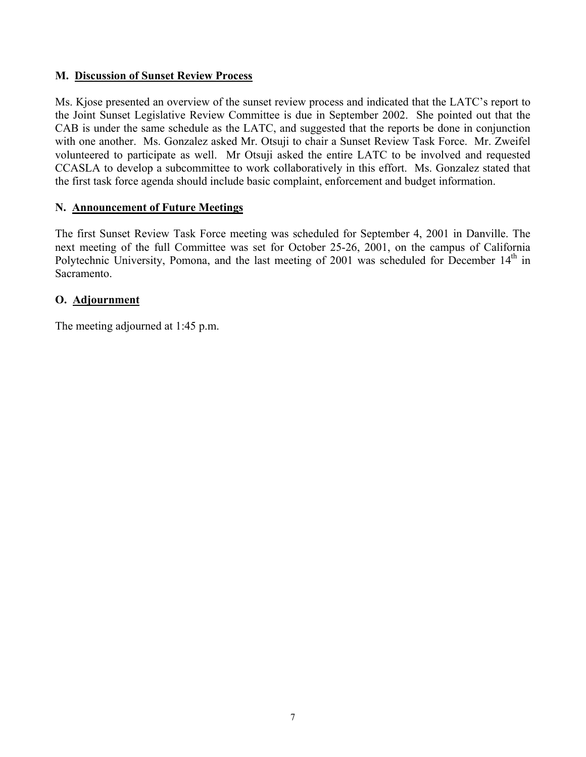## M. Discussion of Sunset Review Process

Ms. Kjose presented an overview of the sunset review process and indicated that the LATC's report to the Joint Sunset Legislative Review Committee is due in September 2002. She pointed out that the CAB is under the same schedule as the LATC, and suggested that the reports be done in conjunction with one another. Ms. Gonzalez asked Mr. Otsuji to chair a Sunset Review Task Force. Mr. Zweifel volunteered to participate as well. Mr Otsuji asked the entire LATC to be involved and requested CCASLA to develop a subcommittee to work collaboratively in this effort. Ms. Gonzalez stated that the first task force agenda should include basic complaint, enforcement and budget information.

## N. Announcement of Future Meetings

The first Sunset Review Task Force meeting was scheduled for September 4, 2001 in Danville. The next meeting of the full Committee was set for October 25-26, 2001, on the campus of California Polytechnic University, Pomona, and the last meeting of 2001 was scheduled for December 14th in Sacramento.

## O. Adjournment

The meeting adjourned at 1:45 p.m.